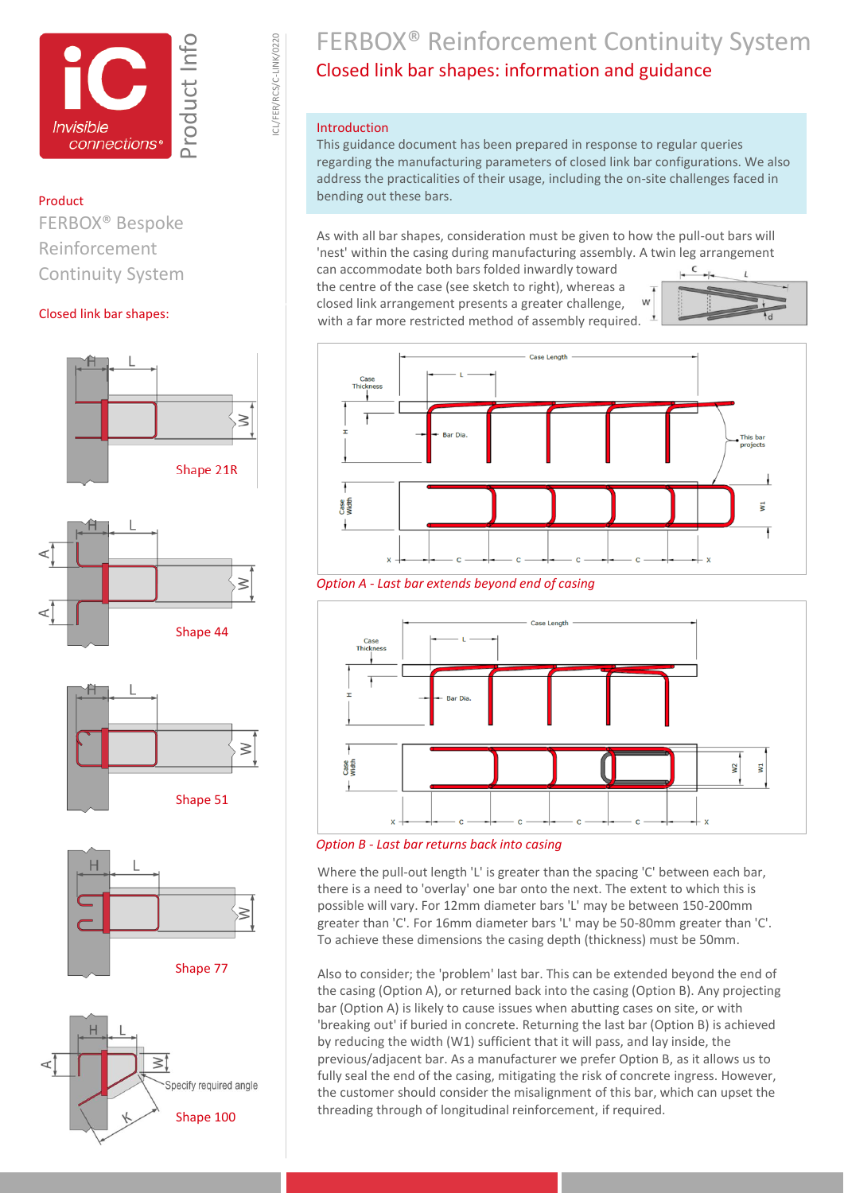# FERBOX® Reinforcement Continuity System

## Closed link bar shapes: information and guidance

ICL/FER/RCS/C-LINK/0220

**Product**

FERBOX® Bespoke Reinforcement Continuity System

**Closed link bar shapes:**

Shape 21R

Shape 44

Shape 51

Shape 77

Shape 100

### Introduction

This guidance document has been prepared in response to regular queries regarding the manufacturing parameters of closed link bar configurations. We also address the practicalities of their usage, including the on-site challenges faced in bending out these bars.

As with all bar shapes, consideration must be given to how the pull-out bars will 'nest' within the casing during manufacturing assembly. A twin leg arrangement can accommodate both bars folded inwardly toward the centre of the case (see sketch to right), whereas a closed link arrangement presents a greater challenge, with a far more restricted method of assembly required.

*Option A - Last bar extends beyond end of casing*

*Option B - Last bar returns back into casing*

Where the pull-out length 'L' is greater than the spacing 'C' between each bar, there is a need to 'overlay' one bar onto the next. The extent to which this is possible will vary. For 12mm diameter bars 'L' may be between 150-200mm greater than 'C'. For 16mm diameter bars 'L' may be 50-80mm greater than 'C'. To achieve these dimensions the casing depth (thickness) must be 50mm.

Also to consider; the 'problem' last bar. This can be extended beyond the end of the casing (Option A), or returned back into the casing (Option B). Any projecting bar (Option A) is likely to cause issues when abutting cases on site, or with 'breaking out' if buried in concrete. Returning the last bar (Option B) is achieved by reducing the width (W1) sufficient that it will pass, and lay inside, the previous/adjacent bar. As a manufacturer we prefer Option B, as it allows us to fully seal the end of the casing, mitigating the risk of concrete ingress. However, the customer should consider the misalignment of this bar, which can upset the threading through of longitudinal reinforcement, if required.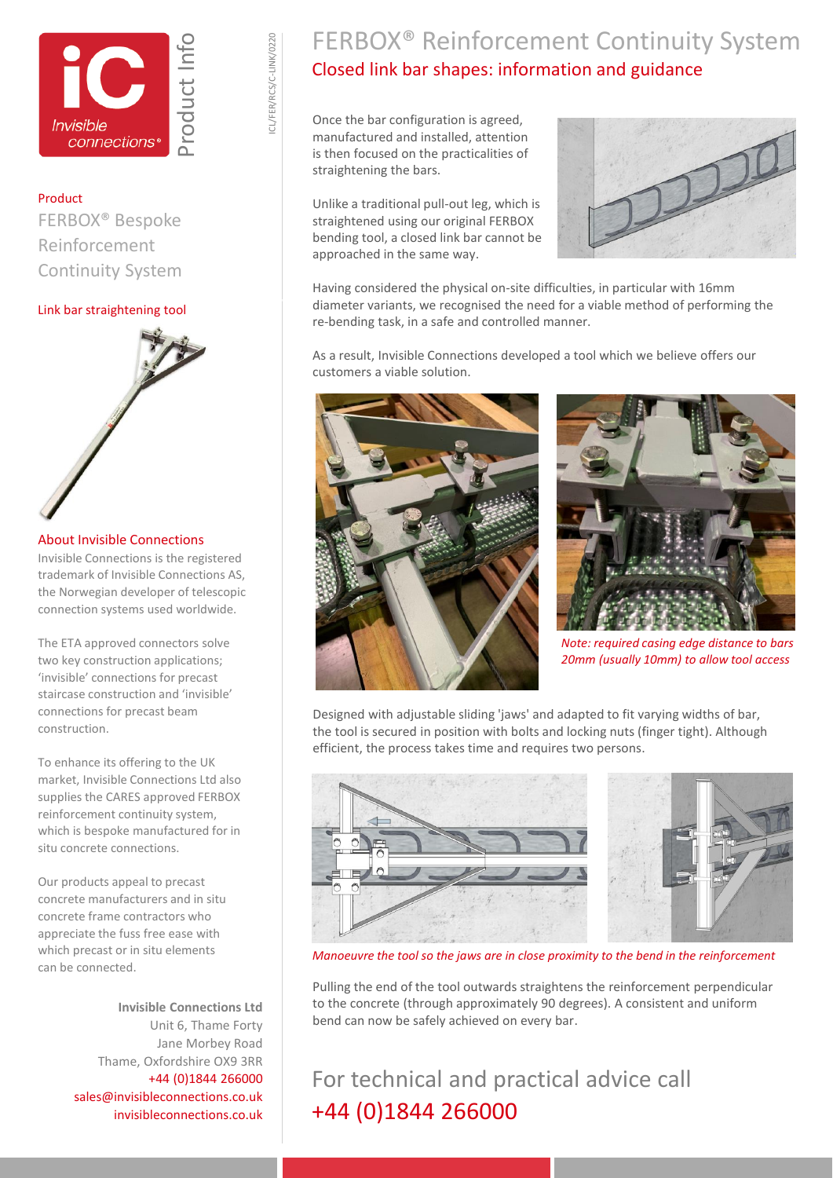# FERBOX® Reinforcement Continuity System

## Closed link bar shapes: information and guidance

Product Info

ICL/FER/RCS/C-LINK/0220

Product

FERBOX® Bespoke Reinforcement Continuity System

Link bar straightening tool

### About Invisible Connections

Invisible Connections is the registered trademark of Invisible Connections AS, the Norwegian developer of telescopic connection systems used worldwide.

The ETA approved connectors solve two key construction applications; 'invisible' connections for precast staircase construction and 'invisible' connections for precast beam construction.

To enhance its offering to the UK market, Invisible Connections Ltd also supplies the CARES approved FERBOX reinforcement continuity system, which is bespoke manufactured for in situ concrete connections.

Our products appeal to precast concrete manufacturers and in situ concrete frame contractors who appreciate the fuss free ease with which precast or in situ elements can be connected.

**Invisible Connections Ltd**
Unit 6, Thame Forty
Jane Morbey Road
Thame, Oxfordshire OX9 3RR
+44 (0)1844 266000
sales@invisibleconnections.co.uk
invisibleconnections.co.uk

Once the bar configuration is agreed, manufactured and installed, attention is then focused on the practicalities of straightening the bars.

Unlike a traditional pull-out leg, which is straightened using our original FERBOX bending tool, a closed link bar cannot be approached in the same way.

Having considered the physical on-site difficulties, in particular with 16mm diameter variants, we recognised the need for a viable method of performing the re-bending task, in a safe and controlled manner.

As a result, Invisible Connections developed a tool which we believe offers our customers a viable solution.

*Note: required casing edge distance to bars 20mm (usually 10mm) to allow tool access*

Designed with adjustable sliding 'jaws' and adapted to fit varying widths of bar, the tool is secured in position with bolts and locking nuts (finger tight). Although efficient, the process takes time and requires two persons.

*Manoeuvre the tool so the jaws are in close proximity to the bend in the reinforcement*

Pulling the end of the tool outwards straightens the reinforcement perpendicular to the concrete (through approximately 90 degrees). A consistent and uniform bend can now be safely achieved on every bar.

## For technical and practical advice call +44 (0)1844 266000